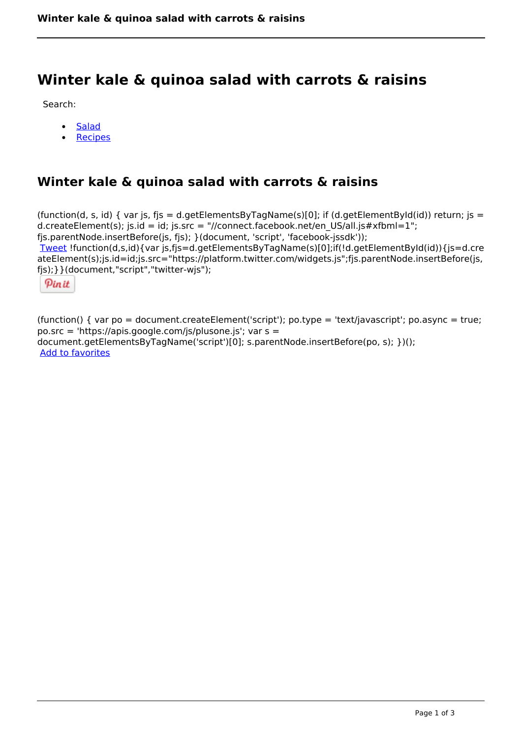# Winter kale & quinoa salad with carrots & raisins

Search:

- Salad
- Recipes

## Winter kale & quinoa salad with carrots & raisins

(function(d, s, id) { var js, fjs = d.getElementsByTagName(s)[0]; if (d.getElementById(id)) return; js = d.createElement(s); js.id = id; js.src = "//connect.facebook.net/en_US/all.js#xfbml=1"; fjs.parentNode.insertBefore(js, fjs); }(document, 'script', 'facebook-jssdk'));

Tweet !function(d,s,id){var js,fjs=d.getElementsByTagName(s)[0];if(!d.getElementById(id)){js=d.createElement(s);js.id=id;js.src="https://platform.twitter.com/widgets.js";fjs.parentNode.insertBefore(js,fjs);}}(document,"script","twitter-wjs");

Pin it

(function() { var po = document.createElement('script'); po.type = 'text/javascript'; po.async = true; po.src = 'https://apis.google.com/js/plusone.js'; var s = document.getElementsByTagName('script')[0]; s.parentNode.insertBefore(po, s); })();

Add to favorites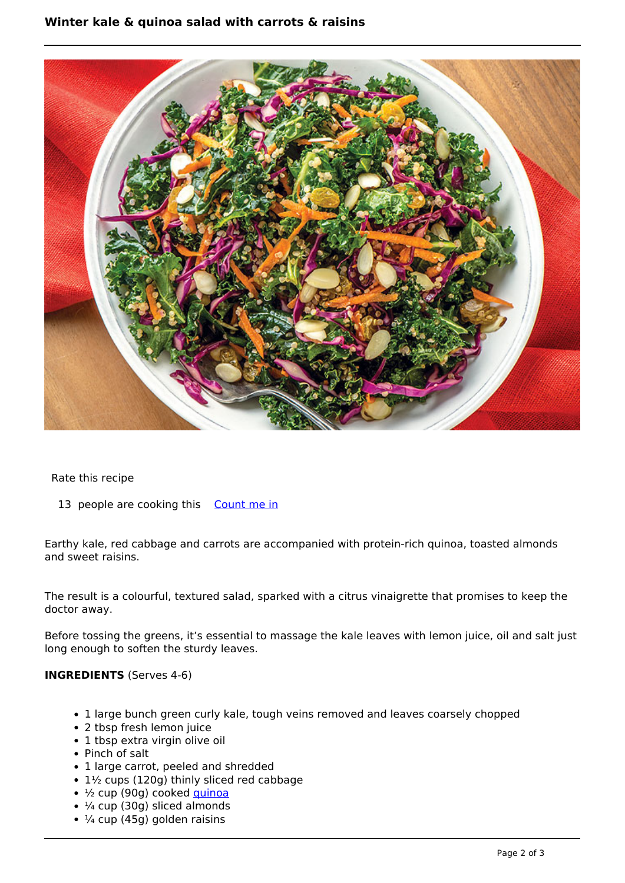# Winter kale & quinoa salad with carrots & raisins

Rate this recipe

13 people are cooking this Count me in

Earthy kale, red cabbage and carrots are accompanied with protein-rich quinoa, toasted almonds and sweet raisins.

The result is a colourful, textured salad, sparked with a citrus vinaigrette that promises to keep the doctor away.

Before tossing the greens, it's essential to massage the kale leaves with lemon juice, oil and salt just long enough to soften the sturdy leaves.

**INGREDIENTS** (Serves 4-6)

- 1 large bunch green curly kale, tough veins removed and leaves coarsely chopped
- 2 tbsp fresh lemon juice
- 1 tbsp extra virgin olive oil
- Pinch of salt
- 1 large carrot, peeled and shredded
- 1½ cups (120g) thinly sliced red cabbage
- ½ cup (90g) cooked quinoa
- ¼ cup (30g) sliced almonds
- ¼ cup (45g) golden raisins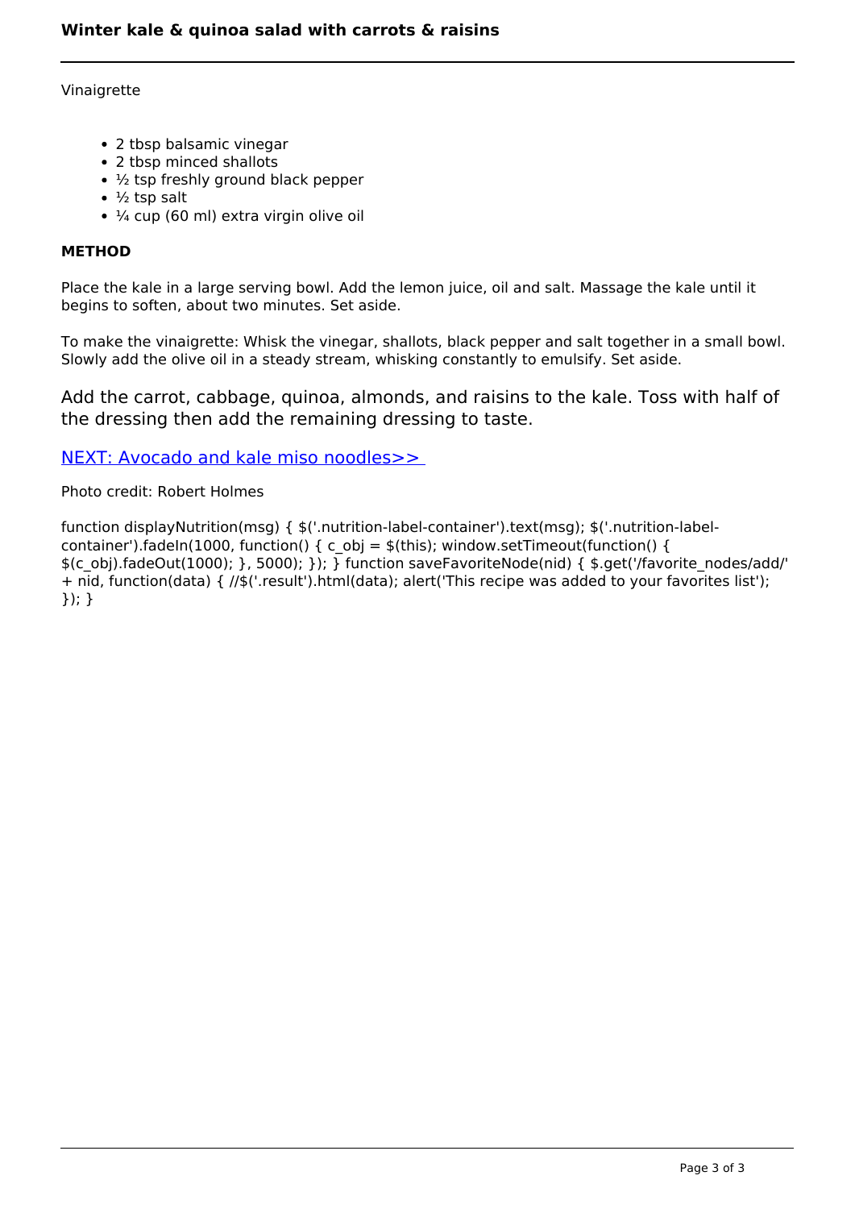Vinaigrette

- 2 tbsp balsamic vinegar
- 2 tbsp minced shallots
- ½ tsp freshly ground black pepper
- ½ tsp salt
- ¼ cup (60 ml) extra virgin olive oil

**METHOD**

Place the kale in a large serving bowl. Add the lemon juice, oil and salt. Massage the kale until it begins to soften, about two minutes. Set aside.

To make the vinaigrette: Whisk the vinegar, shallots, black pepper and salt together in a small bowl. Slowly add the olive oil in a steady stream, whisking constantly to emulsify. Set aside.

Add the carrot, cabbage, quinoa, almonds, and raisins to the kale. Toss with half of the dressing then add the remaining dressing to taste.

[NEXT: Avocado and kale miso noodles>>](#)

Photo credit: Robert Holmes

```
function displayNutrition(msg) { $('.nutrition-label-container').text(msg); $('.nutrition-label-container').fadeIn(1000, function() { c_obj = $(this); window.setTimeout(function() { $(c_obj).fadeOut(1000); }, 5000); }); } function saveFavoriteNode(nid) { $.get('/favorite_nodes/add/' + nid, function(data) { //$('.result').html(data); alert('This recipe was added to your favorites list'); }); }
```